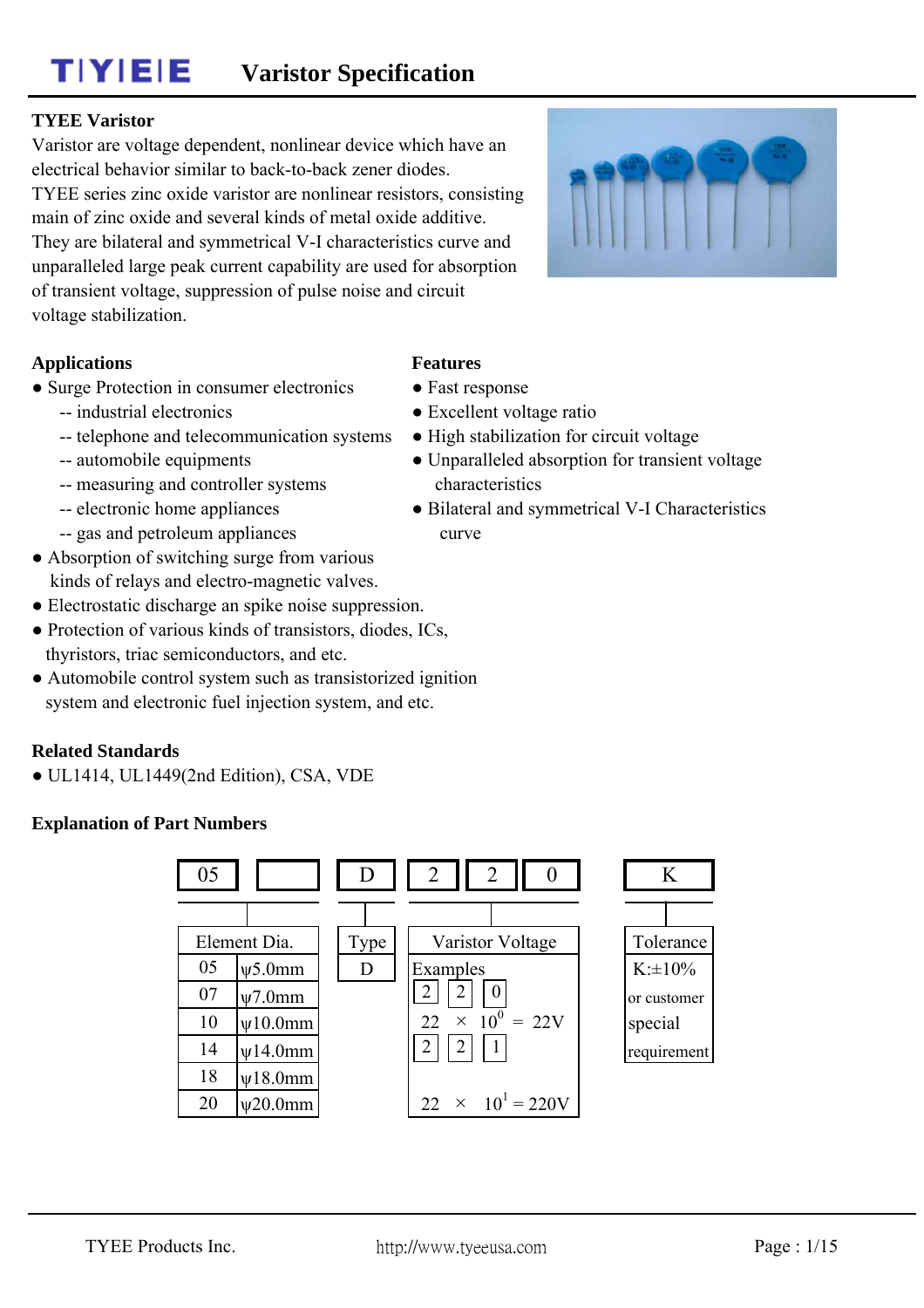# TYIEIE Varistor Specification

## TYEE Varistor

Varistor are voltage dependent, nonlinear device which have an electrical behavior similar to back-to-back zener diodes.
TYEE series zinc oxide varistor are nonlinear resistors, consisting main of zinc oxide and several kinds of metal oxide additive.
They are bilateral and symmetrical V-I characteristics curve and unparalleled large peak current capability are used for absorption of transient voltage, suppression of pulse noise and circuit voltage stabilization.

## Applications

- Surge Protection in consumer electronics
  - -- industrial electronics
  - -- telephone and telecommunication systems
  - -- automobile equipments
  - -- measuring and controller systems
  - -- electronic home appliances
  - -- gas and petroleum appliances
- Absorption of switching surge from various kinds of relays and electro-magnetic valves.
- Electrostatic discharge an spike noise suppression.
- Protection of various kinds of transistors, diodes, ICs, thyristors, triac semiconductors, and etc.
- Automobile control system such as transistorized ignition system and electronic fuel injection system, and etc.

## Features

- Fast response
- Excellent voltage ratio
- High stabilization for circuit voltage
- Unparalleled absorption for transient voltage characteristics
- Bilateral and symmetrical V-I Characteristics curve

## Related Standards

- UL1414, UL1449(2nd Edition), CSA, VDE

## Explanation of Part Numbers

05 [ ] D 2 2 0 K

| Element Dia. | |
|---|---|
| 05 | ψ5.0mm |
| 07 | ψ7.0mm |
| 10 | ψ10.0mm |
| 14 | ψ14.0mm |
| 18 | ψ18.0mm |
| 20 | ψ20.0mm |

| Type |
|---|
| D |

**Varistor Voltage**

Examples

2 2 0

$22 \times 10^0 = 22V$

2 2 1

$22 \times 10^1 = 220V$

**Tolerance**

K:±10%
or customer special requirement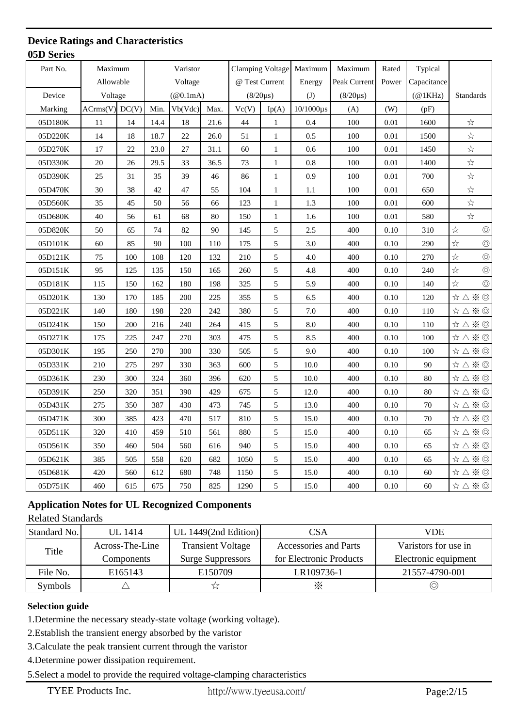## Device Ratings and Characteristics

### 05D Series

| Part No. | Maximum Allowable Voltage | | Varistor Voltage (@0.1mA) | | | Clamping Voltage @ Test Current (8/20μs) | | Maximum Energy (J) | Maximum Peak Current (8/20μs) (A) | Rated Power (W) | Typical Capacitance (@1KHz) (pF) | Standards |
|---|---|---|---|---|---|---|---|---|---|---|---|---|
| Device Marking | ACrms(V) | DC(V) | Min. | Vb(Vdc) | Max. | Vc(V) | Ip(A) | 10/1000μs | (A) | (W) | (pF) | |
| 05D180K | 11 | 14 | 14.4 | 18 | 21.6 | 44 | 1 | 0.4 | 100 | 0.01 | 1600 | ☆ |
| 05D220K | 14 | 18 | 18.7 | 22 | 26.0 | 51 | 1 | 0.5 | 100 | 0.01 | 1500 | ☆ |
| 05D270K | 17 | 22 | 23.0 | 27 | 31.1 | 60 | 1 | 0.6 | 100 | 0.01 | 1450 | ☆ |
| 05D330K | 20 | 26 | 29.5 | 33 | 36.5 | 73 | 1 | 0.8 | 100 | 0.01 | 1400 | ☆ |
| 05D390K | 25 | 31 | 35 | 39 | 46 | 86 | 1 | 0.9 | 100 | 0.01 | 700 | ☆ |
| 05D470K | 30 | 38 | 42 | 47 | 55 | 104 | 1 | 1.1 | 100 | 0.01 | 650 | ☆ |
| 05D560K | 35 | 45 | 50 | 56 | 66 | 123 | 1 | 1.3 | 100 | 0.01 | 600 | ☆ |
| 05D680K | 40 | 56 | 61 | 68 | 80 | 150 | 1 | 1.6 | 100 | 0.01 | 580 | ☆ |
| 05D820K | 50 | 65 | 74 | 82 | 90 | 145 | 5 | 2.5 | 400 | 0.10 | 310 | ☆ ◎ |
| 05D101K | 60 | 85 | 90 | 100 | 110 | 175 | 5 | 3.0 | 400 | 0.10 | 290 | ☆ ◎ |
| 05D121K | 75 | 100 | 108 | 120 | 132 | 210 | 5 | 4.0 | 400 | 0.10 | 270 | ☆ ◎ |
| 05D151K | 95 | 125 | 135 | 150 | 165 | 260 | 5 | 4.8 | 400 | 0.10 | 240 | ☆ ◎ |
| 05D181K | 115 | 150 | 162 | 180 | 198 | 325 | 5 | 5.9 | 400 | 0.10 | 140 | ☆ ◎ |
| 05D201K | 130 | 170 | 185 | 200 | 225 | 355 | 5 | 6.5 | 400 | 0.10 | 120 | ☆△※◎ |
| 05D221K | 140 | 180 | 198 | 220 | 242 | 380 | 5 | 7.0 | 400 | 0.10 | 110 | ☆△※◎ |
| 05D241K | 150 | 200 | 216 | 240 | 264 | 415 | 5 | 8.0 | 400 | 0.10 | 110 | ☆△※◎ |
| 05D271K | 175 | 225 | 247 | 270 | 303 | 475 | 5 | 8.5 | 400 | 0.10 | 100 | ☆△※◎ |
| 05D301K | 195 | 250 | 270 | 300 | 330 | 505 | 5 | 9.0 | 400 | 0.10 | 100 | ☆△※◎ |
| 05D331K | 210 | 275 | 297 | 330 | 363 | 600 | 5 | 10.0 | 400 | 0.10 | 90 | ☆△※◎ |
| 05D361K | 230 | 300 | 324 | 360 | 396 | 620 | 5 | 10.0 | 400 | 0.10 | 80 | ☆△※◎ |
| 05D391K | 250 | 320 | 351 | 390 | 429 | 675 | 5 | 12.0 | 400 | 0.10 | 80 | ☆△※◎ |
| 05D431K | 275 | 350 | 387 | 430 | 473 | 745 | 5 | 13.0 | 400 | 0.10 | 70 | ☆△※◎ |
| 05D471K | 300 | 385 | 423 | 470 | 517 | 810 | 5 | 15.0 | 400 | 0.10 | 70 | ☆△※◎ |
| 05D511K | 320 | 410 | 459 | 510 | 561 | 880 | 5 | 15.0 | 400 | 0.10 | 65 | ☆△※◎ |
| 05D561K | 350 | 460 | 504 | 560 | 616 | 940 | 5 | 15.0 | 400 | 0.10 | 65 | ☆△※◎ |
| 05D621K | 385 | 505 | 558 | 620 | 682 | 1050 | 5 | 15.0 | 400 | 0.10 | 65 | ☆△※◎ |
| 05D681K | 420 | 560 | 612 | 680 | 748 | 1150 | 5 | 15.0 | 400 | 0.10 | 60 | ☆△※◎ |
| 05D751K | 460 | 615 | 675 | 750 | 825 | 1290 | 5 | 15.0 | 400 | 0.10 | 60 | ☆△※◎ |

## Application Notes for UL Recognized Components

Related Standards

| Standard No. | UL 1414 | UL 1449(2nd Edition) | CSA | VDE |
|---|---|---|---|---|
| Title | Across-The-Line Components | Transient Voltage Surge Suppressors | Accessories and Parts for Electronic Products | Varistors for use in Electronic equipment |
| File No. | E165143 | E150709 | LR109736-1 | 21557-4790-001 |
| Symbols | △ | ☆ | ※ | ◎ |

**Selection guide**

1.Determine the necessary steady-state voltage (working voltage).

2.Establish the transient energy absorbed by the varistor

3.Calculate the peak transient current through the varistor

4.Determine power dissipation requirement.

5.Select a model to provide the required voltage-clamping characteristics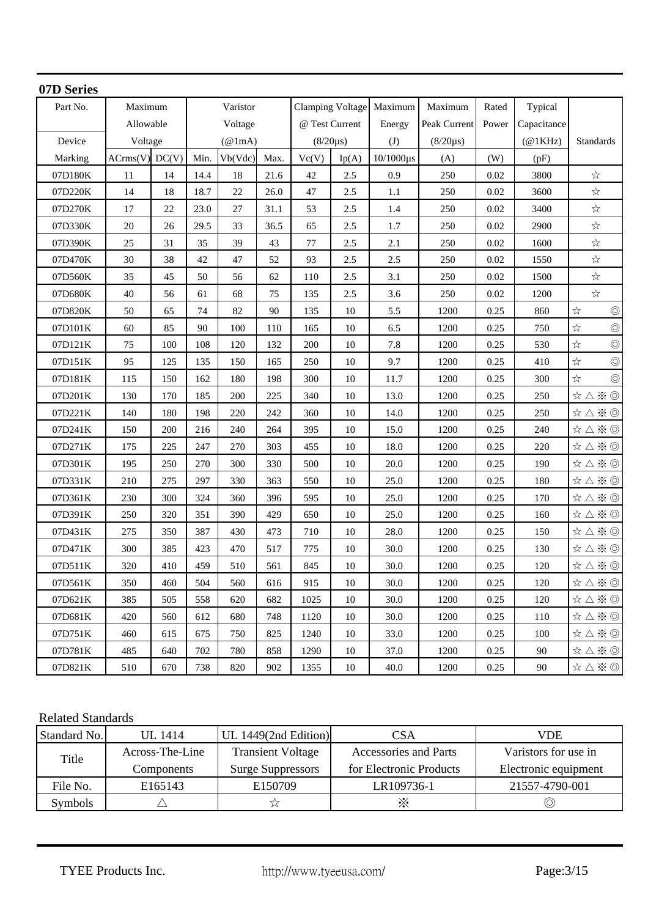## 07D Series

| Part No. | Maximum Allowable Voltage | | Varistor Voltage (@1mA) | | | Clamping Voltage @ Test Current (8/20μs) | | Maximum Energy (J) | Maximum Peak Current (8/20μs) | Rated Power | Typical Capacitance (@1KHz) | Standards |
|---|---|---|---|---|---|---|---|---|---|---|---|---|
| Device Marking | ACrms(V) | DC(V) | Min. | Vb(Vdc) | Max. | Vc(V) | Ip(A) | 10/1000μs | (A) | (W) | (pF) | |
| 07D180K | 11 | 14 | 14.4 | 18 | 21.6 | 42 | 2.5 | 0.9 | 250 | 0.02 | 3800 | ☆ |
| 07D220K | 14 | 18 | 18.7 | 22 | 26.0 | 47 | 2.5 | 1.1 | 250 | 0.02 | 3600 | ☆ |
| 07D270K | 17 | 22 | 23.0 | 27 | 31.1 | 53 | 2.5 | 1.4 | 250 | 0.02 | 3400 | ☆ |
| 07D330K | 20 | 26 | 29.5 | 33 | 36.5 | 65 | 2.5 | 1.7 | 250 | 0.02 | 2900 | ☆ |
| 07D390K | 25 | 31 | 35 | 39 | 43 | 77 | 2.5 | 2.1 | 250 | 0.02 | 1600 | ☆ |
| 07D470K | 30 | 38 | 42 | 47 | 52 | 93 | 2.5 | 2.5 | 250 | 0.02 | 1550 | ☆ |
| 07D560K | 35 | 45 | 50 | 56 | 62 | 110 | 2.5 | 3.1 | 250 | 0.02 | 1500 | ☆ |
| 07D680K | 40 | 56 | 61 | 68 | 75 | 135 | 2.5 | 3.6 | 250 | 0.02 | 1200 | ☆ |
| 07D820K | 50 | 65 | 74 | 82 | 90 | 135 | 10 | 5.5 | 1200 | 0.25 | 860 | ☆ ◎ |
| 07D101K | 60 | 85 | 90 | 100 | 110 | 165 | 10 | 6.5 | 1200 | 0.25 | 750 | ☆ ◎ |
| 07D121K | 75 | 100 | 108 | 120 | 132 | 200 | 10 | 7.8 | 1200 | 0.25 | 530 | ☆ ◎ |
| 07D151K | 95 | 125 | 135 | 150 | 165 | 250 | 10 | 9.7 | 1200 | 0.25 | 410 | ☆ ◎ |
| 07D181K | 115 | 150 | 162 | 180 | 198 | 300 | 10 | 11.7 | 1200 | 0.25 | 300 | ☆ ◎ |
| 07D201K | 130 | 170 | 185 | 200 | 225 | 340 | 10 | 13.0 | 1200 | 0.25 | 250 | ☆△※◎ |
| 07D221K | 140 | 180 | 198 | 220 | 242 | 360 | 10 | 14.0 | 1200 | 0.25 | 250 | ☆△※◎ |
| 07D241K | 150 | 200 | 216 | 240 | 264 | 395 | 10 | 15.0 | 1200 | 0.25 | 240 | ☆△※◎ |
| 07D271K | 175 | 225 | 247 | 270 | 303 | 455 | 10 | 18.0 | 1200 | 0.25 | 220 | ☆△※◎ |
| 07D301K | 195 | 250 | 270 | 300 | 330 | 500 | 10 | 20.0 | 1200 | 0.25 | 190 | ☆△※◎ |
| 07D331K | 210 | 275 | 297 | 330 | 363 | 550 | 10 | 25.0 | 1200 | 0.25 | 180 | ☆△※◎ |
| 07D361K | 230 | 300 | 324 | 360 | 396 | 595 | 10 | 25.0 | 1200 | 0.25 | 170 | ☆△※◎ |
| 07D391K | 250 | 320 | 351 | 390 | 429 | 650 | 10 | 25.0 | 1200 | 0.25 | 160 | ☆△※◎ |
| 07D431K | 275 | 350 | 387 | 430 | 473 | 710 | 10 | 28.0 | 1200 | 0.25 | 150 | ☆△※◎ |
| 07D471K | 300 | 385 | 423 | 470 | 517 | 775 | 10 | 30.0 | 1200 | 0.25 | 130 | ☆△※◎ |
| 07D511K | 320 | 410 | 459 | 510 | 561 | 845 | 10 | 30.0 | 1200 | 0.25 | 120 | ☆△※◎ |
| 07D561K | 350 | 460 | 504 | 560 | 616 | 915 | 10 | 30.0 | 1200 | 0.25 | 120 | ☆△※◎ |
| 07D621K | 385 | 505 | 558 | 620 | 682 | 1025 | 10 | 30.0 | 1200 | 0.25 | 120 | ☆△※◎ |
| 07D681K | 420 | 560 | 612 | 680 | 748 | 1120 | 10 | 30.0 | 1200 | 0.25 | 110 | ☆△※◎ |
| 07D751K | 460 | 615 | 675 | 750 | 825 | 1240 | 10 | 33.0 | 1200 | 0.25 | 100 | ☆△※◎ |
| 07D781K | 485 | 640 | 702 | 780 | 858 | 1290 | 10 | 37.0 | 1200 | 0.25 | 90 | ☆△※◎ |
| 07D821K | 510 | 670 | 738 | 820 | 902 | 1355 | 10 | 40.0 | 1200 | 0.25 | 90 | ☆△※◎ |

Related Standards

| Standard No. | UL 1414 | UL 1449(2nd Edition) | CSA | VDE |
|---|---|---|---|---|
| Title | Across-The-Line Components | Transient Voltage Surge Suppressors | Accessories and Parts for Electronic Products | Varistors for use in Electronic equipment |
| File No. | E165143 | E150709 | LR109736-1 | 21557-4790-001 |
| Symbols | △ | ☆ | ※ | ◎ |

TYEE Products Inc. http://www.tyeeusa.com/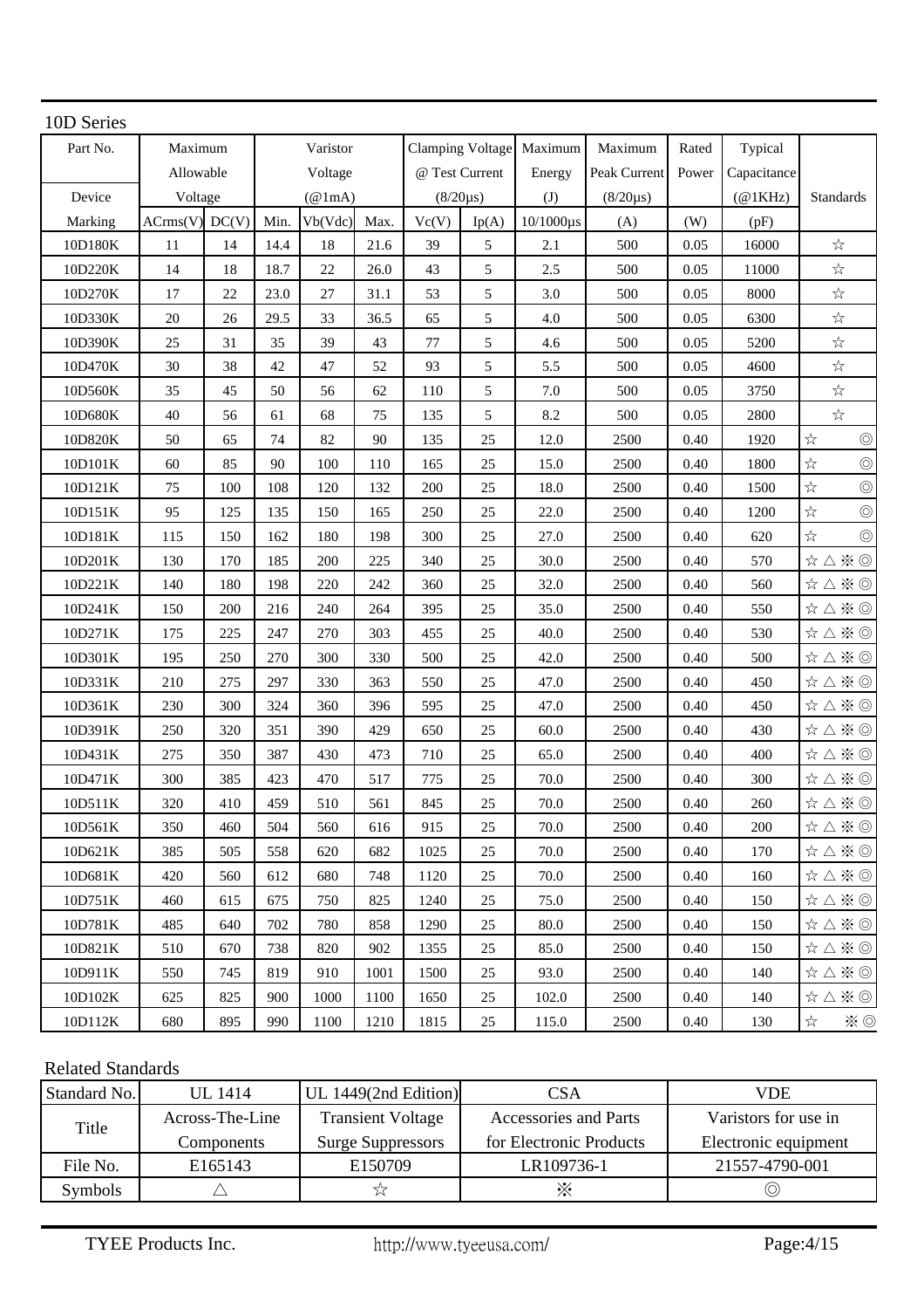## 10D Series

| Part No. | Maximum Allowable Voltage | | Varistor Voltage (@1mA) | | | Clamping Voltage @ Test Current (8/20μs) | | Maximum Energy (J) | Maximum Peak Current (8/20μs) | Rated Power | Typical Capacitance (@1KHz) | Standards |
|---|---|---|---|---|---|---|---|---|---|---|---|---|
| Device Marking | ACrms(V) | DC(V) | Min. | Vb(Vdc) | Max. | Vc(V) | Ip(A) | 10/1000μs | (A) | (W) | (pF) | |
| 10D180K | 11 | 14 | 14.4 | 18 | 21.6 | 39 | 5 | 2.1 | 500 | 0.05 | 16000 | ☆ |
| 10D220K | 14 | 18 | 18.7 | 22 | 26.0 | 43 | 5 | 2.5 | 500 | 0.05 | 11000 | ☆ |
| 10D270K | 17 | 22 | 23.0 | 27 | 31.1 | 53 | 5 | 3.0 | 500 | 0.05 | 8000 | ☆ |
| 10D330K | 20 | 26 | 29.5 | 33 | 36.5 | 65 | 5 | 4.0 | 500 | 0.05 | 6300 | ☆ |
| 10D390K | 25 | 31 | 35 | 39 | 43 | 77 | 5 | 4.6 | 500 | 0.05 | 5200 | ☆ |
| 10D470K | 30 | 38 | 42 | 47 | 52 | 93 | 5 | 5.5 | 500 | 0.05 | 4600 | ☆ |
| 10D560K | 35 | 45 | 50 | 56 | 62 | 110 | 5 | 7.0 | 500 | 0.05 | 3750 | ☆ |
| 10D680K | 40 | 56 | 61 | 68 | 75 | 135 | 5 | 8.2 | 500 | 0.05 | 2800 | ☆ |
| 10D820K | 50 | 65 | 74 | 82 | 90 | 135 | 25 | 12.0 | 2500 | 0.40 | 1920 | ☆ ◎ |
| 10D101K | 60 | 85 | 90 | 100 | 110 | 165 | 25 | 15.0 | 2500 | 0.40 | 1800 | ☆ ◎ |
| 10D121K | 75 | 100 | 108 | 120 | 132 | 200 | 25 | 18.0 | 2500 | 0.40 | 1500 | ☆ ◎ |
| 10D151K | 95 | 125 | 135 | 150 | 165 | 250 | 25 | 22.0 | 2500 | 0.40 | 1200 | ☆ ◎ |
| 10D181K | 115 | 150 | 162 | 180 | 198 | 300 | 25 | 27.0 | 2500 | 0.40 | 620 | ☆ ◎ |
| 10D201K | 130 | 170 | 185 | 200 | 225 | 340 | 25 | 30.0 | 2500 | 0.40 | 570 | ☆ △ ※ ◎ |
| 10D221K | 140 | 180 | 198 | 220 | 242 | 360 | 25 | 32.0 | 2500 | 0.40 | 560 | ☆ △ ※ ◎ |
| 10D241K | 150 | 200 | 216 | 240 | 264 | 395 | 25 | 35.0 | 2500 | 0.40 | 550 | ☆ △ ※ ◎ |
| 10D271K | 175 | 225 | 247 | 270 | 303 | 455 | 25 | 40.0 | 2500 | 0.40 | 530 | ☆ △ ※ ◎ |
| 10D301K | 195 | 250 | 270 | 300 | 330 | 500 | 25 | 42.0 | 2500 | 0.40 | 500 | ☆ △ ※ ◎ |
| 10D331K | 210 | 275 | 297 | 330 | 363 | 550 | 25 | 47.0 | 2500 | 0.40 | 450 | ☆ △ ※ ◎ |
| 10D361K | 230 | 300 | 324 | 360 | 396 | 595 | 25 | 47.0 | 2500 | 0.40 | 450 | ☆ △ ※ ◎ |
| 10D391K | 250 | 320 | 351 | 390 | 429 | 650 | 25 | 60.0 | 2500 | 0.40 | 430 | ☆ △ ※ ◎ |
| 10D431K | 275 | 350 | 387 | 430 | 473 | 710 | 25 | 65.0 | 2500 | 0.40 | 400 | ☆ △ ※ ◎ |
| 10D471K | 300 | 385 | 423 | 470 | 517 | 775 | 25 | 70.0 | 2500 | 0.40 | 300 | ☆ △ ※ ◎ |
| 10D511K | 320 | 410 | 459 | 510 | 561 | 845 | 25 | 70.0 | 2500 | 0.40 | 260 | ☆ △ ※ ◎ |
| 10D561K | 350 | 460 | 504 | 560 | 616 | 915 | 25 | 70.0 | 2500 | 0.40 | 200 | ☆ △ ※ ◎ |
| 10D621K | 385 | 505 | 558 | 620 | 682 | 1025 | 25 | 70.0 | 2500 | 0.40 | 170 | ☆ △ ※ ◎ |
| 10D681K | 420 | 560 | 612 | 680 | 748 | 1120 | 25 | 70.0 | 2500 | 0.40 | 160 | ☆ △ ※ ◎ |
| 10D751K | 460 | 615 | 675 | 750 | 825 | 1240 | 25 | 75.0 | 2500 | 0.40 | 150 | ☆ △ ※ ◎ |
| 10D781K | 485 | 640 | 702 | 780 | 858 | 1290 | 25 | 80.0 | 2500 | 0.40 | 150 | ☆ △ ※ ◎ |
| 10D821K | 510 | 670 | 738 | 820 | 902 | 1355 | 25 | 85.0 | 2500 | 0.40 | 150 | ☆ △ ※ ◎ |
| 10D911K | 550 | 745 | 819 | 910 | 1001 | 1500 | 25 | 93.0 | 2500 | 0.40 | 140 | ☆ △ ※ ◎ |
| 10D102K | 625 | 825 | 900 | 1000 | 1100 | 1650 | 25 | 102.0 | 2500 | 0.40 | 140 | ☆ △ ※ ◎ |
| 10D112K | 680 | 895 | 990 | 1100 | 1210 | 1815 | 25 | 115.0 | 2500 | 0.40 | 130 | ☆ ※ ◎ |

## Related Standards

| Standard No. | UL 1414 | UL 1449(2nd Edition) | CSA | VDE |
|---|---|---|---|---|
| Title | Across-The-Line Components | Transient Voltage Surge Suppressors | Accessories and Parts for Electronic Products | Varistors for use in Electronic equipment |
| File No. | E165143 | E150709 | LR109736-1 | 21557-4790-001 |
| Symbols | △ | ☆ | ※ | ◎ |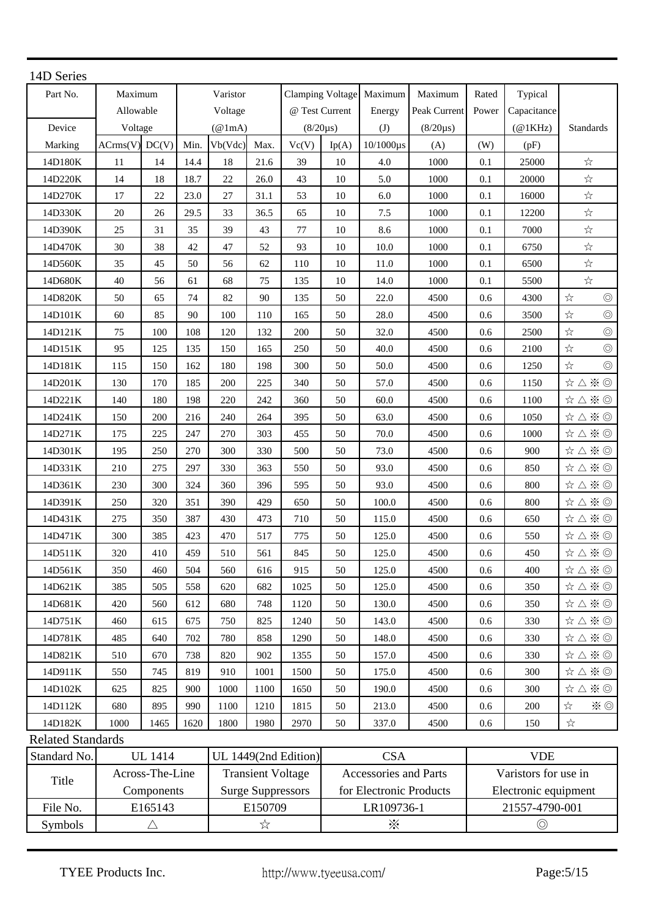## 14D Series

| Part No. | Maximum Allowable Voltage | | Varistor Voltage (@1mA) | | | Clamping Voltage @ Test Current (8/20μs) | | Maximum Energy (J) | Maximum Peak Current (8/20μs) | Rated Power | Typical Capacitance (@1KHz) | Standards |
|---|---|---|---|---|---|---|---|---|---|---|---|---|
| Device Marking | ACrms(V) | DC(V) | Min. | Vb(Vdc) | Max. | Vc(V) | Ip(A) | 10/1000μs | (A) | (W) | (pF) | |
| 14D180K | 11 | 14 | 14.4 | 18 | 21.6 | 39 | 10 | 4.0 | 1000 | 0.1 | 25000 | ☆ |
| 14D220K | 14 | 18 | 18.7 | 22 | 26.0 | 43 | 10 | 5.0 | 1000 | 0.1 | 20000 | ☆ |
| 14D270K | 17 | 22 | 23.0 | 27 | 31.1 | 53 | 10 | 6.0 | 1000 | 0.1 | 16000 | ☆ |
| 14D330K | 20 | 26 | 29.5 | 33 | 36.5 | 65 | 10 | 7.5 | 1000 | 0.1 | 12200 | ☆ |
| 14D390K | 25 | 31 | 35 | 39 | 43 | 77 | 10 | 8.6 | 1000 | 0.1 | 7000 | ☆ |
| 14D470K | 30 | 38 | 42 | 47 | 52 | 93 | 10 | 10.0 | 1000 | 0.1 | 6750 | ☆ |
| 14D560K | 35 | 45 | 50 | 56 | 62 | 110 | 10 | 11.0 | 1000 | 0.1 | 6500 | ☆ |
| 14D680K | 40 | 56 | 61 | 68 | 75 | 135 | 10 | 14.0 | 1000 | 0.1 | 5500 | ☆ |
| 14D820K | 50 | 65 | 74 | 82 | 90 | 135 | 50 | 22.0 | 4500 | 0.6 | 4300 | ☆ ◎ |
| 14D101K | 60 | 85 | 90 | 100 | 110 | 165 | 50 | 28.0 | 4500 | 0.6 | 3500 | ☆ ◎ |
| 14D121K | 75 | 100 | 108 | 120 | 132 | 200 | 50 | 32.0 | 4500 | 0.6 | 2500 | ☆ ◎ |
| 14D151K | 95 | 125 | 135 | 150 | 165 | 250 | 50 | 40.0 | 4500 | 0.6 | 2100 | ☆ ◎ |
| 14D181K | 115 | 150 | 162 | 180 | 198 | 300 | 50 | 50.0 | 4500 | 0.6 | 1250 | ☆ ◎ |
| 14D201K | 130 | 170 | 185 | 200 | 225 | 340 | 50 | 57.0 | 4500 | 0.6 | 1150 | ☆ △ ※ ◎ |
| 14D221K | 140 | 180 | 198 | 220 | 242 | 360 | 50 | 60.0 | 4500 | 0.6 | 1100 | ☆ △ ※ ◎ |
| 14D241K | 150 | 200 | 216 | 240 | 264 | 395 | 50 | 63.0 | 4500 | 0.6 | 1050 | ☆ △ ※ ◎ |
| 14D271K | 175 | 225 | 247 | 270 | 303 | 455 | 50 | 70.0 | 4500 | 0.6 | 1000 | ☆ △ ※ ◎ |
| 14D301K | 195 | 250 | 270 | 300 | 330 | 500 | 50 | 73.0 | 4500 | 0.6 | 900 | ☆ △ ※ ◎ |
| 14D331K | 210 | 275 | 297 | 330 | 363 | 550 | 50 | 93.0 | 4500 | 0.6 | 850 | ☆ △ ※ ◎ |
| 14D361K | 230 | 300 | 324 | 360 | 396 | 595 | 50 | 93.0 | 4500 | 0.6 | 800 | ☆ △ ※ ◎ |
| 14D391K | 250 | 320 | 351 | 390 | 429 | 650 | 50 | 100.0 | 4500 | 0.6 | 800 | ☆ △ ※ ◎ |
| 14D431K | 275 | 350 | 387 | 430 | 473 | 710 | 50 | 115.0 | 4500 | 0.6 | 650 | ☆ △ ※ ◎ |
| 14D471K | 300 | 385 | 423 | 470 | 517 | 775 | 50 | 125.0 | 4500 | 0.6 | 550 | ☆ △ ※ ◎ |
| 14D511K | 320 | 410 | 459 | 510 | 561 | 845 | 50 | 125.0 | 4500 | 0.6 | 450 | ☆ △ ※ ◎ |
| 14D561K | 350 | 460 | 504 | 560 | 616 | 915 | 50 | 125.0 | 4500 | 0.6 | 400 | ☆ △ ※ ◎ |
| 14D621K | 385 | 505 | 558 | 620 | 682 | 1025 | 50 | 125.0 | 4500 | 0.6 | 350 | ☆ △ ※ ◎ |
| 14D681K | 420 | 560 | 612 | 680 | 748 | 1120 | 50 | 130.0 | 4500 | 0.6 | 350 | ☆ △ ※ ◎ |
| 14D751K | 460 | 615 | 675 | 750 | 825 | 1240 | 50 | 143.0 | 4500 | 0.6 | 330 | ☆ △ ※ ◎ |
| 14D781K | 485 | 640 | 702 | 780 | 858 | 1290 | 50 | 148.0 | 4500 | 0.6 | 330 | ☆ △ ※ ◎ |
| 14D821K | 510 | 670 | 738 | 820 | 902 | 1355 | 50 | 157.0 | 4500 | 0.6 | 330 | ☆ △ ※ ◎ |
| 14D911K | 550 | 745 | 819 | 910 | 1001 | 1500 | 50 | 175.0 | 4500 | 0.6 | 300 | ☆ △ ※ ◎ |
| 14D102K | 625 | 825 | 900 | 1000 | 1100 | 1650 | 50 | 190.0 | 4500 | 0.6 | 300 | ☆ △ ※ ◎ |
| 14D112K | 680 | 895 | 990 | 1100 | 1210 | 1815 | 50 | 213.0 | 4500 | 0.6 | 200 | ☆ ※ ◎ |
| 14D182K | 1000 | 1465 | 1620 | 1800 | 1980 | 2970 | 50 | 337.0 | 4500 | 0.6 | 150 | ☆ |

## Related Standards

| Standard No. | UL 1414 | UL 1449(2nd Edition) | CSA | VDE |
|---|---|---|---|---|
| Title | Across-The-Line Components | Transient Voltage Surge Suppressors | Accessories and Parts for Electronic Products | Varistors for use in Electronic equipment |
| File No. | E165143 | E150709 | LR109736-1 | 21557-4790-001 |
| Symbols | △ | ☆ | ※ | ◎ |

TYEE Products Inc. http://www.tyeeusa.com/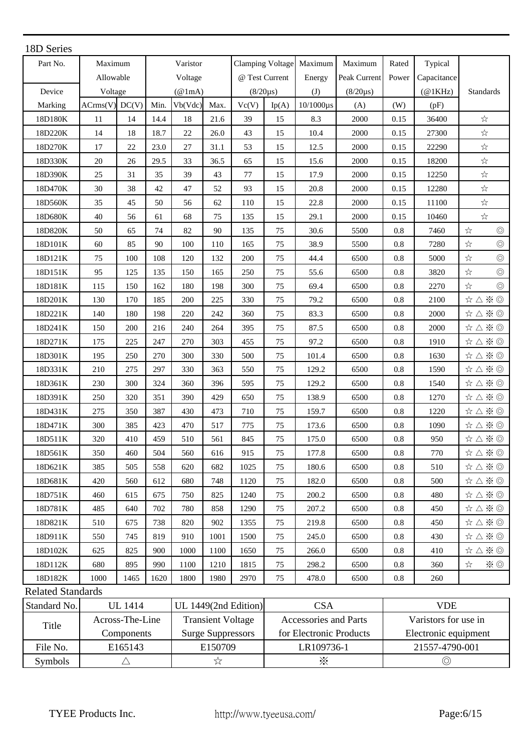18D Series

| Part No. | Maximum Allowable Voltage | | Varistor Voltage (@1mA) | | | Clamping Voltage @ Test Current (8/20μs) | | Maximum Energy (J) | Maximum Peak Current (8/20μs) | Rated Power | Typical Capacitance (@1KHz) | Standards |
|---|---|---|---|---|---|---|---|---|---|---|---|---|
| Device Marking | ACrms(V) | DC(V) | Min. | Vb(Vdc) | Max. | Vc(V) | Ip(A) | 10/1000μs | (A) | (W) | (pF) | |
| 18D180K | 11 | 14 | 14.4 | 18 | 21.6 | 39 | 15 | 8.3 | 2000 | 0.15 | 36400 | ☆ |
| 18D220K | 14 | 18 | 18.7 | 22 | 26.0 | 43 | 15 | 10.4 | 2000 | 0.15 | 27300 | ☆ |
| 18D270K | 17 | 22 | 23.0 | 27 | 31.1 | 53 | 15 | 12.5 | 2000 | 0.15 | 22290 | ☆ |
| 18D330K | 20 | 26 | 29.5 | 33 | 36.5 | 65 | 15 | 15.6 | 2000 | 0.15 | 18200 | ☆ |
| 18D390K | 25 | 31 | 35 | 39 | 43 | 77 | 15 | 17.9 | 2000 | 0.15 | 12250 | ☆ |
| 18D470K | 30 | 38 | 42 | 47 | 52 | 93 | 15 | 20.8 | 2000 | 0.15 | 12280 | ☆ |
| 18D560K | 35 | 45 | 50 | 56 | 62 | 110 | 15 | 22.8 | 2000 | 0.15 | 11100 | ☆ |
| 18D680K | 40 | 56 | 61 | 68 | 75 | 135 | 15 | 29.1 | 2000 | 0.15 | 10460 | ☆ |
| 18D820K | 50 | 65 | 74 | 82 | 90 | 135 | 75 | 30.6 | 5500 | 0.8 | 7460 | ☆ ◎ |
| 18D101K | 60 | 85 | 90 | 100 | 110 | 165 | 75 | 38.9 | 5500 | 0.8 | 7280 | ☆ ◎ |
| 18D121K | 75 | 100 | 108 | 120 | 132 | 200 | 75 | 44.4 | 6500 | 0.8 | 5000 | ☆ ◎ |
| 18D151K | 95 | 125 | 135 | 150 | 165 | 250 | 75 | 55.6 | 6500 | 0.8 | 3820 | ☆ ◎ |
| 18D181K | 115 | 150 | 162 | 180 | 198 | 300 | 75 | 69.4 | 6500 | 0.8 | 2270 | ☆ ◎ |
| 18D201K | 130 | 170 | 185 | 200 | 225 | 330 | 75 | 79.2 | 6500 | 0.8 | 2100 | ☆△※◎ |
| 18D221K | 140 | 180 | 198 | 220 | 242 | 360 | 75 | 83.3 | 6500 | 0.8 | 2000 | ☆△※◎ |
| 18D241K | 150 | 200 | 216 | 240 | 264 | 395 | 75 | 87.5 | 6500 | 0.8 | 2000 | ☆△※◎ |
| 18D271K | 175 | 225 | 247 | 270 | 303 | 455 | 75 | 97.2 | 6500 | 0.8 | 1910 | ☆△※◎ |
| 18D301K | 195 | 250 | 270 | 300 | 330 | 500 | 75 | 101.4 | 6500 | 0.8 | 1630 | ☆△※◎ |
| 18D331K | 210 | 275 | 297 | 330 | 363 | 550 | 75 | 129.2 | 6500 | 0.8 | 1590 | ☆△※◎ |
| 18D361K | 230 | 300 | 324 | 360 | 396 | 595 | 75 | 129.2 | 6500 | 0.8 | 1540 | ☆△※◎ |
| 18D391K | 250 | 320 | 351 | 390 | 429 | 650 | 75 | 138.9 | 6500 | 0.8 | 1270 | ☆△※◎ |
| 18D431K | 275 | 350 | 387 | 430 | 473 | 710 | 75 | 159.7 | 6500 | 0.8 | 1220 | ☆△※◎ |
| 18D471K | 300 | 385 | 423 | 470 | 517 | 775 | 75 | 173.6 | 6500 | 0.8 | 1090 | ☆△※◎ |
| 18D511K | 320 | 410 | 459 | 510 | 561 | 845 | 75 | 175.0 | 6500 | 0.8 | 950 | ☆△※◎ |
| 18D561K | 350 | 460 | 504 | 560 | 616 | 915 | 75 | 177.8 | 6500 | 0.8 | 770 | ☆△※◎ |
| 18D621K | 385 | 505 | 558 | 620 | 682 | 1025 | 75 | 180.6 | 6500 | 0.8 | 510 | ☆△※◎ |
| 18D681K | 420 | 560 | 612 | 680 | 748 | 1120 | 75 | 182.0 | 6500 | 0.8 | 500 | ☆△※◎ |
| 18D751K | 460 | 615 | 675 | 750 | 825 | 1240 | 75 | 200.2 | 6500 | 0.8 | 480 | ☆△※◎ |
| 18D781K | 485 | 640 | 702 | 780 | 858 | 1290 | 75 | 207.2 | 6500 | 0.8 | 450 | ☆△※◎ |
| 18D821K | 510 | 675 | 738 | 820 | 902 | 1355 | 75 | 219.8 | 6500 | 0.8 | 450 | ☆△※◎ |
| 18D911K | 550 | 745 | 819 | 910 | 1001 | 1500 | 75 | 245.0 | 6500 | 0.8 | 430 | ☆△※◎ |
| 18D102K | 625 | 825 | 900 | 1000 | 1100 | 1650 | 75 | 266.0 | 6500 | 0.8 | 410 | ☆△※◎ |
| 18D112K | 680 | 895 | 990 | 1100 | 1210 | 1815 | 75 | 298.2 | 6500 | 0.8 | 360 | ☆ ※◎ |
| 18D182K | 1000 | 1465 | 1620 | 1800 | 1980 | 2970 | 75 | 478.0 | 6500 | 0.8 | 260 | |

Related Standards

| Standard No. | UL 1414 | UL 1449(2nd Edition) | CSA | VDE |
|---|---|---|---|---|
| Title | Across-The-Line Components | Transient Voltage Surge Suppressors | Accessories and Parts for Electronic Products | Varistors for use in Electronic equipment |
| File No. | E165143 | E150709 | LR109736-1 | 21557-4790-001 |
| Symbols | △ | ☆ | ※ | ◎ |

TYEE Products Inc. http://www.tyeeusa.com/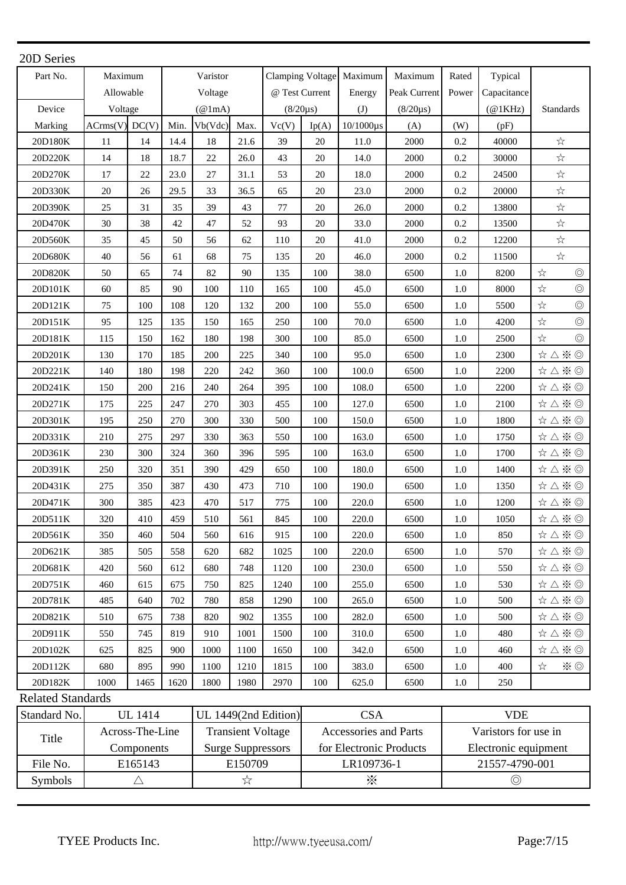20D Series

| Part No. | Maximum Allowable Voltage | | Varistor Voltage (@1mA) | | | Clamping Voltage @ Test Current (8/20μs) | | Maximum Energy (J) | Maximum Peak Current (8/20μs) | Rated Power | Typical Capacitance (@1KHz) | Standards |
|---|---|---|---|---|---|---|---|---|---|---|---|---|
| Device Marking | ACrms(V) | DC(V) | Min. | Vb(Vdc) | Max. | Vc(V) | Ip(A) | 10/1000μs | (A) | (W) | (pF) | |
| 20D180K | 11 | 14 | 14.4 | 18 | 21.6 | 39 | 20 | 11.0 | 2000 | 0.2 | 40000 | ☆ |
| 20D220K | 14 | 18 | 18.7 | 22 | 26.0 | 43 | 20 | 14.0 | 2000 | 0.2 | 30000 | ☆ |
| 20D270K | 17 | 22 | 23.0 | 27 | 31.1 | 53 | 20 | 18.0 | 2000 | 0.2 | 24500 | ☆ |
| 20D330K | 20 | 26 | 29.5 | 33 | 36.5 | 65 | 20 | 23.0 | 2000 | 0.2 | 20000 | ☆ |
| 20D390K | 25 | 31 | 35 | 39 | 43 | 77 | 20 | 26.0 | 2000 | 0.2 | 13800 | ☆ |
| 20D470K | 30 | 38 | 42 | 47 | 52 | 93 | 20 | 33.0 | 2000 | 0.2 | 13500 | ☆ |
| 20D560K | 35 | 45 | 50 | 56 | 62 | 110 | 20 | 41.0 | 2000 | 0.2 | 12200 | ☆ |
| 20D680K | 40 | 56 | 61 | 68 | 75 | 135 | 20 | 46.0 | 2000 | 0.2 | 11500 | ☆ |
| 20D820K | 50 | 65 | 74 | 82 | 90 | 135 | 100 | 38.0 | 6500 | 1.0 | 8200 | ☆ ◎ |
| 20D101K | 60 | 85 | 90 | 100 | 110 | 165 | 100 | 45.0 | 6500 | 1.0 | 8000 | ☆ ◎ |
| 20D121K | 75 | 100 | 108 | 120 | 132 | 200 | 100 | 55.0 | 6500 | 1.0 | 5500 | ☆ ◎ |
| 20D151K | 95 | 125 | 135 | 150 | 165 | 250 | 100 | 70.0 | 6500 | 1.0 | 4200 | ☆ ◎ |
| 20D181K | 115 | 150 | 162 | 180 | 198 | 300 | 100 | 85.0 | 6500 | 1.0 | 2500 | ☆ ◎ |
| 20D201K | 130 | 170 | 185 | 200 | 225 | 340 | 100 | 95.0 | 6500 | 1.0 | 2300 | ☆△※◎ |
| 20D221K | 140 | 180 | 198 | 220 | 242 | 360 | 100 | 100.0 | 6500 | 1.0 | 2200 | ☆△※◎ |
| 20D241K | 150 | 200 | 216 | 240 | 264 | 395 | 100 | 108.0 | 6500 | 1.0 | 2200 | ☆△※◎ |
| 20D271K | 175 | 225 | 247 | 270 | 303 | 455 | 100 | 127.0 | 6500 | 1.0 | 2100 | ☆△※◎ |
| 20D301K | 195 | 250 | 270 | 300 | 330 | 500 | 100 | 150.0 | 6500 | 1.0 | 1800 | ☆△※◎ |
| 20D331K | 210 | 275 | 297 | 330 | 363 | 550 | 100 | 163.0 | 6500 | 1.0 | 1750 | ☆△※◎ |
| 20D361K | 230 | 300 | 324 | 360 | 396 | 595 | 100 | 163.0 | 6500 | 1.0 | 1700 | ☆△※◎ |
| 20D391K | 250 | 320 | 351 | 390 | 429 | 650 | 100 | 180.0 | 6500 | 1.0 | 1400 | ☆△※◎ |
| 20D431K | 275 | 350 | 387 | 430 | 473 | 710 | 100 | 190.0 | 6500 | 1.0 | 1350 | ☆△※◎ |
| 20D471K | 300 | 385 | 423 | 470 | 517 | 775 | 100 | 220.0 | 6500 | 1.0 | 1200 | ☆△※◎ |
| 20D511K | 320 | 410 | 459 | 510 | 561 | 845 | 100 | 220.0 | 6500 | 1.0 | 1050 | ☆△※◎ |
| 20D561K | 350 | 460 | 504 | 560 | 616 | 915 | 100 | 220.0 | 6500 | 1.0 | 850 | ☆△※◎ |
| 20D621K | 385 | 505 | 558 | 620 | 682 | 1025 | 100 | 220.0 | 6500 | 1.0 | 570 | ☆△※◎ |
| 20D681K | 420 | 560 | 612 | 680 | 748 | 1120 | 100 | 230.0 | 6500 | 1.0 | 550 | ☆△※◎ |
| 20D751K | 460 | 615 | 675 | 750 | 825 | 1240 | 100 | 255.0 | 6500 | 1.0 | 530 | ☆△※◎ |
| 20D781K | 485 | 640 | 702 | 780 | 858 | 1290 | 100 | 265.0 | 6500 | 1.0 | 500 | ☆△※◎ |
| 20D821K | 510 | 675 | 738 | 820 | 902 | 1355 | 100 | 282.0 | 6500 | 1.0 | 500 | ☆△※◎ |
| 20D911K | 550 | 745 | 819 | 910 | 1001 | 1500 | 100 | 310.0 | 6500 | 1.0 | 480 | ☆△※◎ |
| 20D102K | 625 | 825 | 900 | 1000 | 1100 | 1650 | 100 | 342.0 | 6500 | 1.0 | 460 | ☆△※◎ |
| 20D112K | 680 | 895 | 990 | 1100 | 1210 | 1815 | 100 | 383.0 | 6500 | 1.0 | 400 | ☆ ※◎ |
| 20D182K | 1000 | 1465 | 1620 | 1800 | 1980 | 2970 | 100 | 625.0 | 6500 | 1.0 | 250 | |

Related Standards

| Standard No. | UL 1414 | UL 1449(2nd Edition) | CSA | VDE |
|---|---|---|---|---|
| Title | Across-The-Line Components | Transient Voltage Surge Suppressors | Accessories and Parts for Electronic Products | Varistors for use in Electronic equipment |
| File No. | E165143 | E150709 | LR109736-1 | 21557-4790-001 |
| Symbols | △ | ☆ | ※ | ◎ |

TYEE Products Inc. http://www.tyeeusa.com/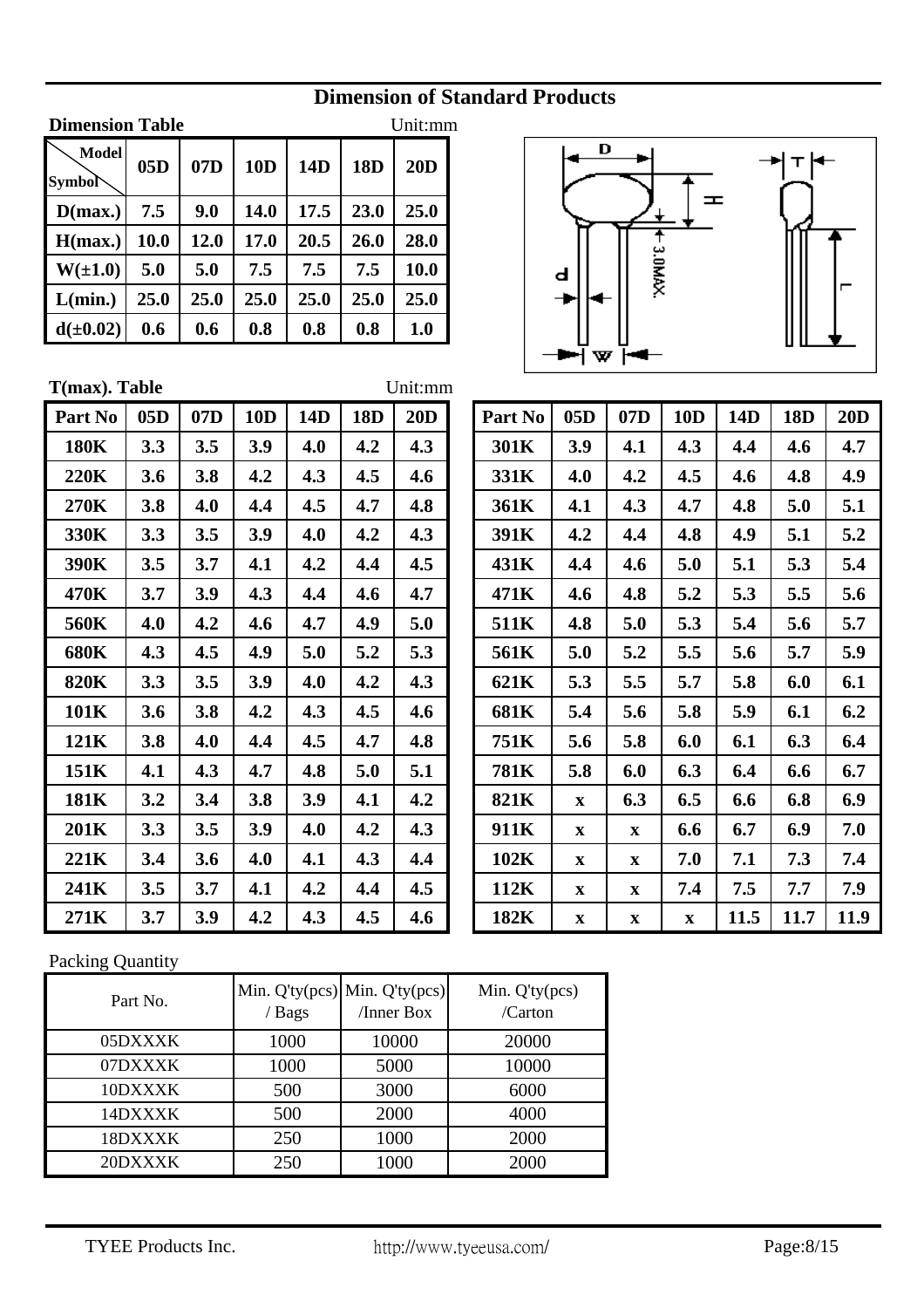# Dimension of Standard Products

**Dimension Table** Unit:mm

| Model / Symbol | 05D | 07D | 10D | 14D | 18D | 20D |
|---|---|---|---|---|---|---|
| D(max.) | 7.5 | 9.0 | 14.0 | 17.5 | 23.0 | 25.0 |
| H(max.) | 10.0 | 12.0 | 17.0 | 20.5 | 26.0 | 28.0 |
| W(±1.0) | 5.0 | 5.0 | 7.5 | 7.5 | 7.5 | 10.0 |
| L(min.) | 25.0 | 25.0 | 25.0 | 25.0 | 25.0 | 25.0 |
| d(±0.02) | 0.6 | 0.6 | 0.8 | 0.8 | 0.8 | 1.0 |

D
H
3.0MAX.
d
W
T
L

**T(max). Table** Unit:mm

| Part No | 05D | 07D | 10D | 14D | 18D | 20D |
|---|---|---|---|---|---|---|
| 180K | 3.3 | 3.5 | 3.9 | 4.0 | 4.2 | 4.3 |
| 220K | 3.6 | 3.8 | 4.2 | 4.3 | 4.5 | 4.6 |
| 270K | 3.8 | 4.0 | 4.4 | 4.5 | 4.7 | 4.8 |
| 330K | 3.3 | 3.5 | 3.9 | 4.0 | 4.2 | 4.3 |
| 390K | 3.5 | 3.7 | 4.1 | 4.2 | 4.4 | 4.5 |
| 470K | 3.7 | 3.9 | 4.3 | 4.4 | 4.6 | 4.7 |
| 560K | 4.0 | 4.2 | 4.6 | 4.7 | 4.9 | 5.0 |
| 680K | 4.3 | 4.5 | 4.9 | 5.0 | 5.2 | 5.3 |
| 820K | 3.3 | 3.5 | 3.9 | 4.0 | 4.2 | 4.3 |
| 101K | 3.6 | 3.8 | 4.2 | 4.3 | 4.5 | 4.6 |
| 121K | 3.8 | 4.0 | 4.4 | 4.5 | 4.7 | 4.8 |
| 151K | 4.1 | 4.3 | 4.7 | 4.8 | 5.0 | 5.1 |
| 181K | 3.2 | 3.4 | 3.8 | 3.9 | 4.1 | 4.2 |
| 201K | 3.3 | 3.5 | 3.9 | 4.0 | 4.2 | 4.3 |
| 221K | 3.4 | 3.6 | 4.0 | 4.1 | 4.3 | 4.4 |
| 241K | 3.5 | 3.7 | 4.1 | 4.2 | 4.4 | 4.5 |
| 271K | 3.7 | 3.9 | 4.2 | 4.3 | 4.5 | 4.6 |

| Part No | 05D | 07D | 10D | 14D | 18D | 20D |
|---|---|---|---|---|---|---|
| 301K | 3.9 | 4.1 | 4.3 | 4.4 | 4.6 | 4.7 |
| 331K | 4.0 | 4.2 | 4.5 | 4.6 | 4.8 | 4.9 |
| 361K | 4.1 | 4.3 | 4.7 | 4.8 | 5.0 | 5.1 |
| 391K | 4.2 | 4.4 | 4.8 | 4.9 | 5.1 | 5.2 |
| 431K | 4.4 | 4.6 | 5.0 | 5.1 | 5.3 | 5.4 |
| 471K | 4.6 | 4.8 | 5.2 | 5.3 | 5.5 | 5.6 |
| 511K | 4.8 | 5.0 | 5.3 | 5.4 | 5.6 | 5.7 |
| 561K | 5.0 | 5.2 | 5.5 | 5.6 | 5.7 | 5.9 |
| 621K | 5.3 | 5.5 | 5.7 | 5.8 | 6.0 | 6.1 |
| 681K | 5.4 | 5.6 | 5.8 | 5.9 | 6.1 | 6.2 |
| 751K | 5.6 | 5.8 | 6.0 | 6.1 | 6.3 | 6.4 |
| 781K | 5.8 | 6.0 | 6.3 | 6.4 | 6.6 | 6.7 |
| 821K | x | 6.3 | 6.5 | 6.6 | 6.8 | 6.9 |
| 911K | x | x | 6.6 | 6.7 | 6.9 | 7.0 |
| 102K | x | x | 7.0 | 7.1 | 7.3 | 7.4 |
| 112K | x | x | 7.4 | 7.5 | 7.7 | 7.9 |
| 182K | x | x | x | 11.5 | 11.7 | 11.9 |

Packing Quantity

| Part No. | Min. Q'ty(pcs) / Bags | Min. Q'ty(pcs) /Inner Box | Min. Q'ty(pcs) /Carton |
|---|---|---|---|
| 05DXXXK | 1000 | 10000 | 20000 |
| 07DXXXK | 1000 | 5000 | 10000 |
| 10DXXXK | 500 | 3000 | 6000 |
| 14DXXXK | 500 | 2000 | 4000 |
| 18DXXXK | 250 | 1000 | 2000 |
| 20DXXXK | 250 | 1000 | 2000 |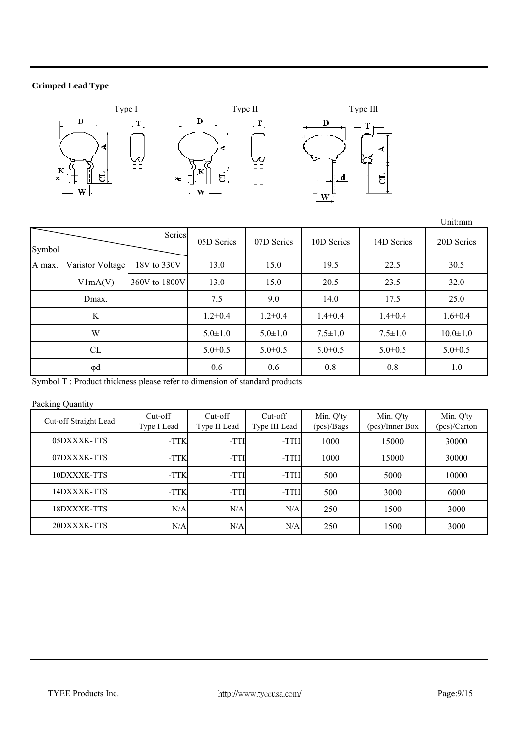**Crimped Lead Type**

Type I

Type II

Type III

Unit:mm

| Symbol | | Series | 05D Series | 07D Series | 10D Series | 14D Series | 20D Series |
|---|---|---|---|---|---|---|---|
| A max. | Varistor Voltage | 18V to 330V | 13.0 | 15.0 | 19.5 | 22.5 | 30.5 |
| | V1mA(V) | 360V to 1800V | 13.0 | 15.0 | 20.5 | 23.5 | 32.0 |
| Dmax. | | | 7.5 | 9.0 | 14.0 | 17.5 | 25.0 |
| K | | | 1.2±0.4 | 1.2±0.4 | 1.4±0.4 | 1.4±0.4 | 1.6±0.4 |
| W | | | 5.0±1.0 | 5.0±1.0 | 7.5±1.0 | 7.5±1.0 | 10.0±1.0 |
| CL | | | 5.0±0.5 | 5.0±0.5 | 5.0±0.5 | 5.0±0.5 | 5.0±0.5 |
| φd | | | 0.6 | 0.6 | 0.8 | 0.8 | 1.0 |

Symbol T : Product thickness please refer to dimension of standard products

Packing Quantity

| Cut-off Straight Lead | Cut-off Type I Lead | Cut-off Type II Lead | Cut-off Type III Lead | Min. Q'ty (pcs)/Bags | Min. Q'ty (pcs)/Inner Box | Min. Q'ty (pcs)/Carton |
|---|---|---|---|---|---|---|
| 05DXXXK-TTS | -TTK | -TTI | -TTH | 1000 | 15000 | 30000 |
| 07DXXXK-TTS | -TTK | -TTI | -TTH | 1000 | 15000 | 30000 |
| 10DXXXK-TTS | -TTK | -TTI | -TTH | 500 | 5000 | 10000 |
| 14DXXXK-TTS | -TTK | -TTI | -TTH | 500 | 3000 | 6000 |
| 18DXXXK-TTS | N/A | N/A | N/A | 250 | 1500 | 3000 |
| 20DXXXK-TTS | N/A | N/A | N/A | 250 | 1500 | 3000 |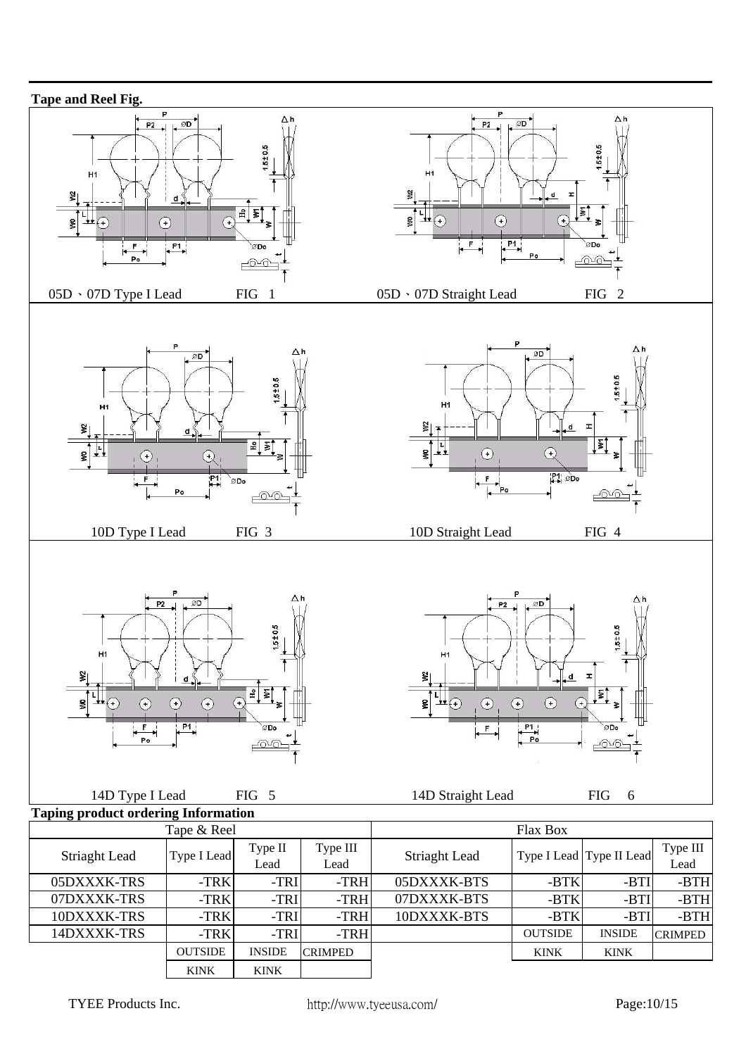**Tape and Reel Fig.**

P
P2
ØD
Δh
1.5±0.5
H1
W2
d
L
H0
W1
W
W0
F
P1
ØDo
Po
t

05D、07D Type I Lead FIG 1

P
P2
ØD
Δh
1.5±0.5
H1
W2
d
H
L
W1
W
W0
F
P1
Po
ØDo
t

05D、07D Straight Lead FIG 2

P
ØD
Δh
1.5±0.5
H1
W2
d
L
H0
W1
W
W0
F
P1
ØDo
Po
t

10D Type I Lead FIG 3

P
ØD
Δh
1.5±0.5
H1
W2
d
H
L
W1
W
W0
F
P1
ØDo
Po
t

10D Straight Lead FIG 4

P
P2
ØD
Δh
1.5±0.5
H1
W2
d
L
H0
W1
W
W0
F
P1
Po
ØDo
t

14D Type I Lead FIG 5

P
P2
ØD
Δh
1.5±0.5
H1
W2
d
H
L
W1
W
W0
F
P1
Po
ØDo
t

14D Straight Lead FIG 6

**Taping product ordering Information**

| Tape & Reel | | | | Flax Box | | | |
|---|---|---|---|---|---|---|---|
| Striaght Lead | Type I Lead | Type II Lead | Type III Lead | Striaght Lead | Type I Lead | Type II Lead | Type III Lead |
| 05DXXXK-TRS | -TRK | -TRI | -TRH | 05DXXXK-BTS | -BTK | -BTI | -BTH |
| 07DXXXK-TRS | -TRK | -TRI | -TRH | 07DXXXK-BTS | -BTK | -BTI | -BTH |
| 10DXXXK-TRS | -TRK | -TRI | -TRH | 10DXXXK-BTS | -BTK | -BTI | -BTH |
| 14DXXXK-TRS | -TRK | -TRI | -TRH | | OUTSIDE KINK | INSIDE KINK | CRIMPED |
| | OUTSIDE KINK | INSIDE KINK | CRIMPED | | | | |

TYEE Products Inc. http://www.tyeeusa.com/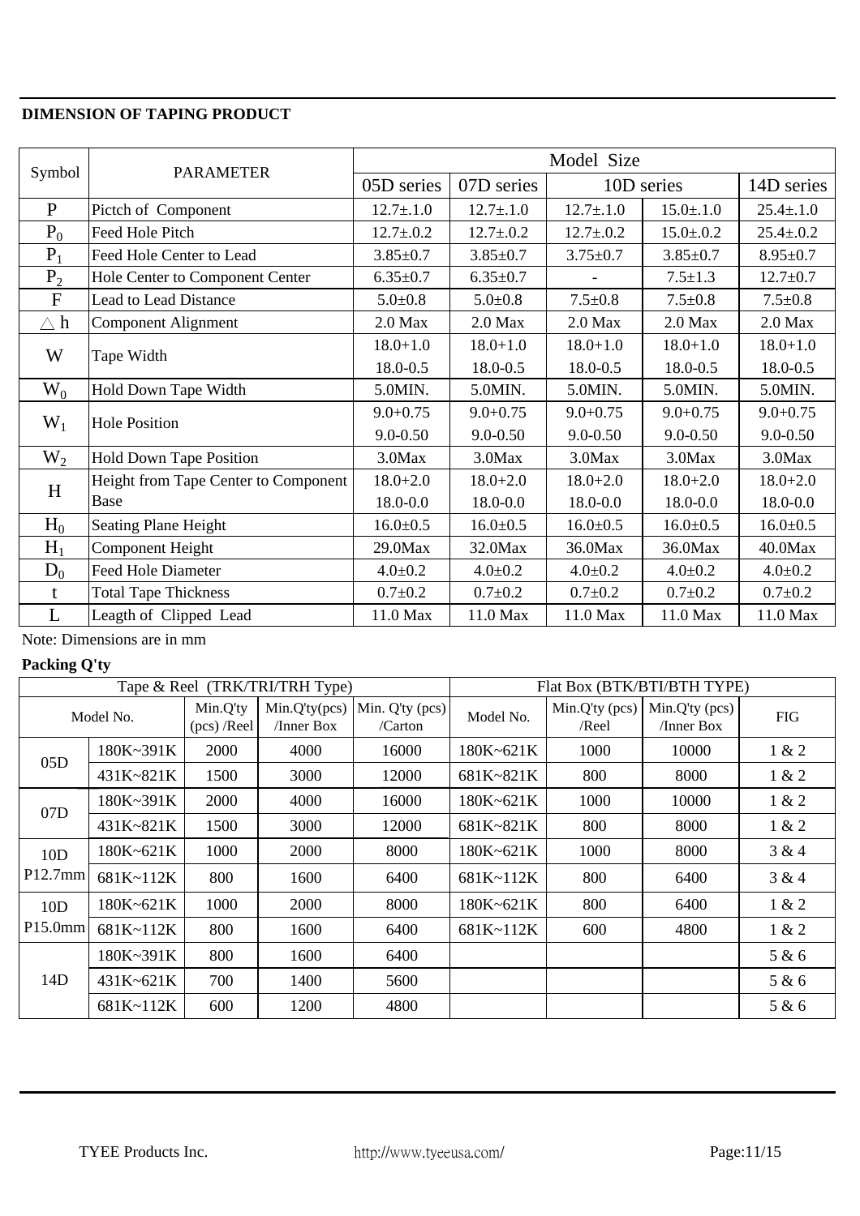**DIMENSION OF TAPING PRODUCT**

| Symbol | PARAMETER | Model Size | | | | |
|---|---|---|---|---|---|---|
| | | 05D series | 07D series | 10D series | | 14D series |
| P | Pictch of Component | 12.7±.1.0 | 12.7±.1.0 | 12.7±.1.0 | 15.0±.1.0 | 25.4±.1.0 |
| $P_0$ | Feed Hole Pitch | 12.7±.0.2 | 12.7±.0.2 | 12.7±.0.2 | 15.0±.0.2 | 25.4±.0.2 |
| $P_1$ | Feed Hole Center to Lead | 3.85±0.7 | 3.85±0.7 | 3.75±0.7 | 3.85±0.7 | 8.95±0.7 |
| $P_2$ | Hole Center to Component Center | 6.35±0.7 | 6.35±0.7 | - | 7.5±1.3 | 12.7±0.7 |
| F | Lead to Lead Distance | 5.0±0.8 | 5.0±0.8 | 7.5±0.8 | 7.5±0.8 | 7.5±0.8 |
| $\triangle$ h | Component Alignment | 2.0 Max | 2.0 Max | 2.0 Max | 2.0 Max | 2.0 Max |
| W | Tape Width | 18.0+1.0<br>18.0-0.5 | 18.0+1.0<br>18.0-0.5 | 18.0+1.0<br>18.0-0.5 | 18.0+1.0<br>18.0-0.5 | 18.0+1.0<br>18.0-0.5 |
| $W_0$ | Hold Down Tape Width | 5.0MIN. | 5.0MIN. | 5.0MIN. | 5.0MIN. | 5.0MIN. |
| $W_1$ | Hole Position | 9.0+0.75<br>9.0-0.50 | 9.0+0.75<br>9.0-0.50 | 9.0+0.75<br>9.0-0.50 | 9.0+0.75<br>9.0-0.50 | 9.0+0.75<br>9.0-0.50 |
| $W_2$ | Hold Down Tape Position | 3.0Max | 3.0Max | 3.0Max | 3.0Max | 3.0Max |
| H | Height from Tape Center to Component Base | 18.0+2.0<br>18.0-0.0 | 18.0+2.0<br>18.0-0.0 | 18.0+2.0<br>18.0-0.0 | 18.0+2.0<br>18.0-0.0 | 18.0+2.0<br>18.0-0.0 |
| $H_0$ | Seating Plane Height | 16.0±0.5 | 16.0±0.5 | 16.0±0.5 | 16.0±0.5 | 16.0±0.5 |
| $H_1$ | Component Height | 29.0Max | 32.0Max | 36.0Max | 36.0Max | 40.0Max |
| $D_0$ | Feed Hole Diameter | 4.0±0.2 | 4.0±0.2 | 4.0±0.2 | 4.0±0.2 | 4.0±0.2 |
| t | Total Tape Thickness | 0.7±0.2 | 0.7±0.2 | 0.7±0.2 | 0.7±0.2 | 0.7±0.2 |
| L | Leagth of Clipped Lead | 11.0 Max | 11.0 Max | 11.0 Max | 11.0 Max | 11.0 Max |

Note: Dimensions are in mm

**Packing Q'ty**

| Tape & Reel (TRK/TRI/TRH Type) | | | | | Flat Box (BTK/BTI/BTH TYPE) | | | |
|---|---|---|---|---|---|---|---|---|
| Model No. | | Min.Q'ty (pcs) /Reel | Min.Q'ty(pcs) /Inner Box | Min. Q'ty (pcs) /Carton | Model No. | Min.Q'ty (pcs) /Reel | Min.Q'ty (pcs) /Inner Box | FIG |
| 05D | 180K~391K | 2000 | 4000 | 16000 | 180K~621K | 1000 | 10000 | 1 & 2 |
| | 431K~821K | 1500 | 3000 | 12000 | 681K~821K | 800 | 8000 | 1 & 2 |
| 07D | 180K~391K | 2000 | 4000 | 16000 | 180K~621K | 1000 | 10000 | 1 & 2 |
| | 431K~821K | 1500 | 3000 | 12000 | 681K~821K | 800 | 8000 | 1 & 2 |
| 10D P12.7mm | 180K~621K | 1000 | 2000 | 8000 | 180K~621K | 1000 | 8000 | 3 & 4 |
| | 681K~112K | 800 | 1600 | 6400 | 681K~112K | 800 | 6400 | 3 & 4 |
| 10D P15.0mm | 180K~621K | 1000 | 2000 | 8000 | 180K~621K | 800 | 6400 | 1 & 2 |
| | 681K~112K | 800 | 1600 | 6400 | 681K~112K | 600 | 4800 | 1 & 2 |
| 14D | 180K~391K | 800 | 1600 | 6400 | | | | 5 & 6 |
| | 431K~621K | 700 | 1400 | 5600 | | | | 5 & 6 |
| | 681K~112K | 600 | 1200 | 4800 | | | | 5 & 6 |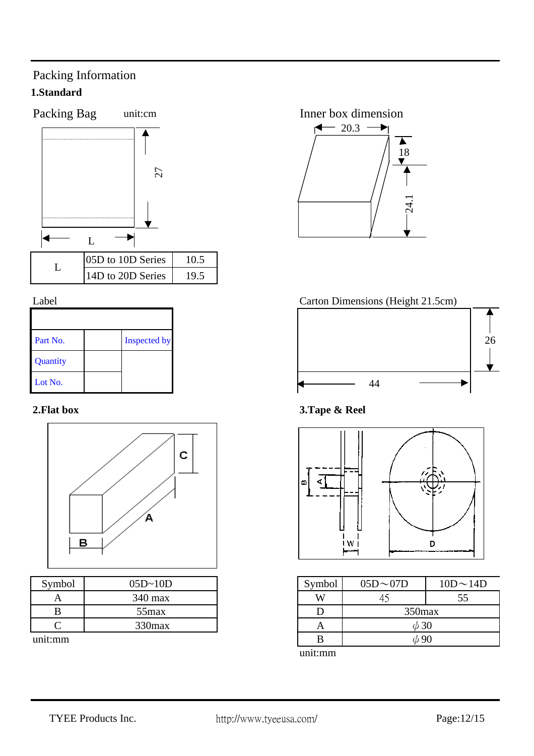Packing Information

**1.Standard**

Packing Bag unit:cm

27

L

| | | |
|---|---|---|
| L | 05D to 10D Series | 10.5 |
| | 14D to 20D Series | 19.5 |

Inner box dimension

20.3

18

24.1

Label

| | | |
|---|---|---|
| Part No. | | Inspected by |
| Quantity | | |
| Lot No. | | |

Carton Dimensions (Height 21.5cm)

26

44

**2.Flat box**

C

A

B

| Symbol | 05D~10D |
|---|---|
| A | 340 max |
| B | 55max |
| C | 330max |

unit:mm

**3.Tape & Reel**

B

A

W

D

| Symbol | 05D～07D | 10D～14D |
|---|---|---|
| W | 45 | 55 |
| D | 350max | |
| A | $\phi$30 | |
| B | $\phi$90 | |

unit:mm

TYEE Products Inc. http://www.tyeeusa.com/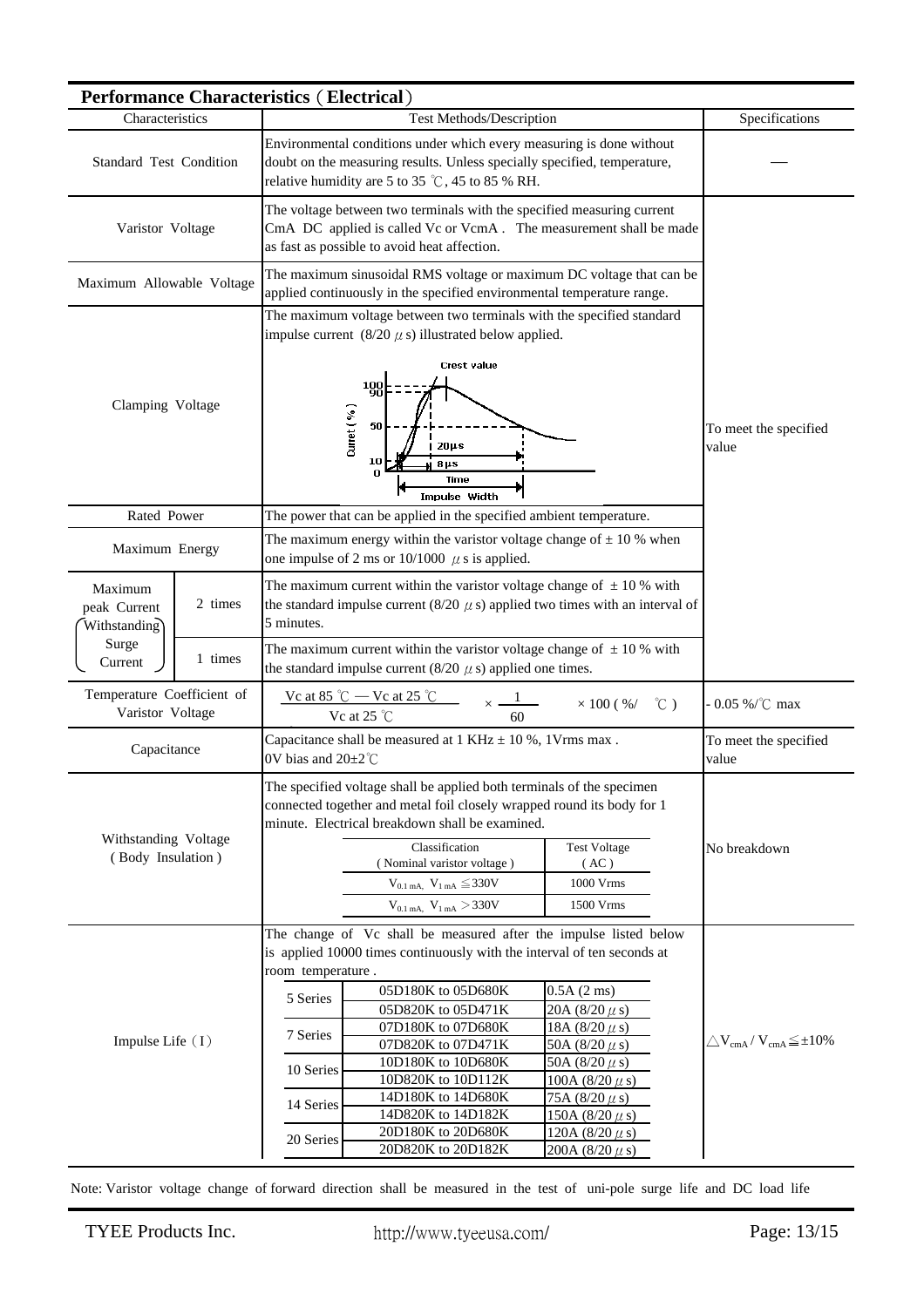## Performance Characteristics（Electrical）

| Characteristics | | Test Methods/Description | Specifications |
|---|---|---|---|
| Standard Test Condition | | Environmental conditions under which every measuring is done without doubt on the measuring results. Unless specially specified, temperature, relative humidity are 5 to 35 ℃, 45 to 85 % RH. | — |
| Varistor Voltage | | The voltage between two terminals with the specified measuring current CmA DC applied is called Vc or VcmA . The measurement shall be made as fast as possible to avoid heat affection. | To meet the specified value |
| Maximum Allowable Voltage | | The maximum sinusoidal RMS voltage or maximum DC voltage that can be applied continuously in the specified environmental temperature range. | |
| Clamping Voltage | | The maximum voltage between two terminals with the specified standard impulse current (8/20 μs) illustrated below applied. (Figure: Crest value; Curret (%) 100, 90, 50, 10, 0; 20μs; 8μs; Time; Impulse Width) | |
| Rated Power | | The power that can be applied in the specified ambient temperature. | |
| Maximum Energy | | The maximum energy within the varistor voltage change of ± 10 % when one impulse of 2 ms or 10/1000 μs is applied. | |
| Maximum peak Current (Withstanding Surge Current) | 2 times | The maximum current within the varistor voltage change of ± 10 % with the standard impulse current (8/20 μs) applied two times with an interval of 5 minutes. | |
| | 1 times | The maximum current within the varistor voltage change of ± 10 % with the standard impulse current (8/20 μs) applied one times. | |
| Temperature Coefficient of Varistor Voltage | | $\frac{\text{Vc at 85 ℃} - \text{Vc at 25 ℃}}{\text{Vc at 25 ℃}} \times \frac{1}{60} \times 100$ ( %/ ℃ ) | - 0.05 %/℃ max |
| Capacitance | | Capacitance shall be measured at 1 KHz ± 10 %, 1Vrms max . 0V bias and 20±2℃ | To meet the specified value |
| Withstanding Voltage (Body Insulation) | | The specified voltage shall be applied both terminals of the specimen connected together and metal foil closely wrapped round its body for 1 minute. Electrical breakdown shall be examined. | No breakdown |
| Impulse Life（I） | | The change of Vc shall be measured after the impulse listed below is applied 10000 times continuously with the interval of ten seconds at room temperature . | $\triangle V_{cmA} / V_{cmA} \leqq \pm 10\%$ |

Withstanding Voltage (Body Insulation) test voltages:

| Classification (Nominal varistor voltage) | Test Voltage (AC) |
|---|---|
| $V_{0.1\,mA}$, $V_{1\,mA} \leqq 330V$ | 1000 Vrms |
| $V_{0.1\,mA}$, $V_{1\,mA} > 330V$ | 1500 Vrms |

Impulse Life (I) test conditions:

| Series | Part Numbers | Impulse |
|---|---|---|
| 5 Series | 05D180K to 05D680K | 0.5A (2 ms) |
| | 05D820K to 05D471K | 20A (8/20 μs) |
| 7 Series | 07D180K to 07D680K | 18A (8/20 μs) |
| | 07D820K to 07D471K | 50A (8/20 μs) |
| 10 Series | 10D180K to 10D680K | 50A (8/20 μs) |
| | 10D820K to 10D112K | 100A (8/20 μs) |
| 14 Series | 14D180K to 14D680K | 75A (8/20 μs) |
| | 14D820K to 14D182K | 150A (8/20 μs) |
| 20 Series | 20D180K to 20D680K | 120A (8/20 μs) |
| | 20D820K to 20D182K | 200A (8/20 μs) |

Note: Varistor voltage change of forward direction shall be measured in the test of uni-pole surge life and DC load life

TYEE Products Inc. http://www.tyeeusa.com/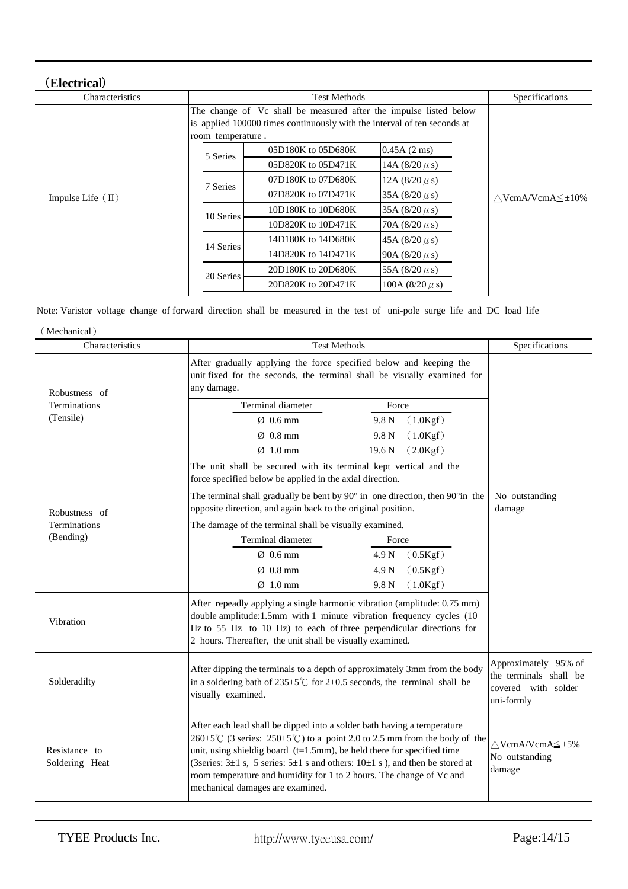## （Electrical）

| Characteristics | Test Methods | | | Specifications |
|---|---|---|---|---|
| Impulse Life（II） | The change of Vc shall be measured after the impulse listed below is applied 100000 times continuously with the interval of ten seconds at room temperature . | | | △VcmA/VcmA≦±10% |
| | 5 Series | 05D180K to 05D680K | 0.45A (2 ms) | |
| | | 05D820K to 05D471K | 14A (8/20 μ s) | |
| | 7 Series | 07D180K to 07D680K | 12A (8/20 μ s) | |
| | | 07D820K to 07D471K | 35A (8/20 μ s) | |
| | 10 Series | 10D180K to 10D680K | 35A (8/20 μ s) | |
| | | 10D820K to 10D471K | 70A (8/20 μ s) | |
| | 14 Series | 14D180K to 14D680K | 45A (8/20 μ s) | |
| | | 14D820K to 14D471K | 90A (8/20 μ s) | |
| | 20 Series | 20D180K to 20D680K | 55A (8/20 μ s) | |
| | | 20D820K to 20D471K | 100A (8/20 μ s) | |

Note: Varistor voltage change of forward direction shall be measured in the test of uni-pole surge life and DC load life

（Mechanical）

| Characteristics | Test Methods | | Specifications |
|---|---|---|---|
| Robustness of Terminations (Tensile) | After gradually applying the force specified below and keeping the unit fixed for the seconds, the terminal shall be visually examined for any damage. | | No outstanding damage |
| | Terminal diameter | Force | |
| | Ø 0.6 mm | 9.8 N （1.0Kgf） | |
| | Ø 0.8 mm | 9.8 N （1.0Kgf） | |
| | Ø 1.0 mm | 19.6 N （2.0Kgf） | |
| Robustness of Terminations (Bending) | The unit shall be secured with its terminal kept vertical and the force specified below be applied in the axial direction. The terminal shall gradually be bent by 90° in one direction, then 90°in the opposite direction, and again back to the original position. The damage of the terminal shall be visually examined. | | |
| | Terminal diameter | Force | |
| | Ø 0.6 mm | 4.9 N （0.5Kgf） | |
| | Ø 0.8 mm | 4.9 N （0.5Kgf） | |
| | Ø 1.0 mm | 9.8 N （1.0Kgf） | |
| Vibration | After repeadly applying a single harmonic vibration (amplitude: 0.75 mm) double amplitude:1.5mm with 1 minute vibration frequency cycles (10 Hz to 55 Hz to 10 Hz) to each of three perpendicular directions for 2 hours. Thereafter, the unit shall be visually examined. | | |
| Solderadilty | After dipping the terminals to a depth of approximately 3mm from the body in a soldering bath of 235±5℃ for 2±0.5 seconds, the terminal shall be visually examined. | | Approximately 95% of the terminals shall be covered with solder uni-formly |
| Resistance to Soldering Heat | After each lead shall be dipped into a solder bath having a temperature 260±5℃ (3 series: 250±5℃) to a point 2.0 to 2.5 mm from the body of the unit, using shieldig board (t=1.5mm), be held there for specified time (3series: 3±1 s, 5 series: 5±1 s and others: 10±1 s ), and then be stored at room temperature and humidity for 1 to 2 hours. The change of Vc and mechanical damages are examined. | | △VcmA/VcmA≦±5% No outstanding damage |

TYEE Products Inc. http://www.tyeeusa.com/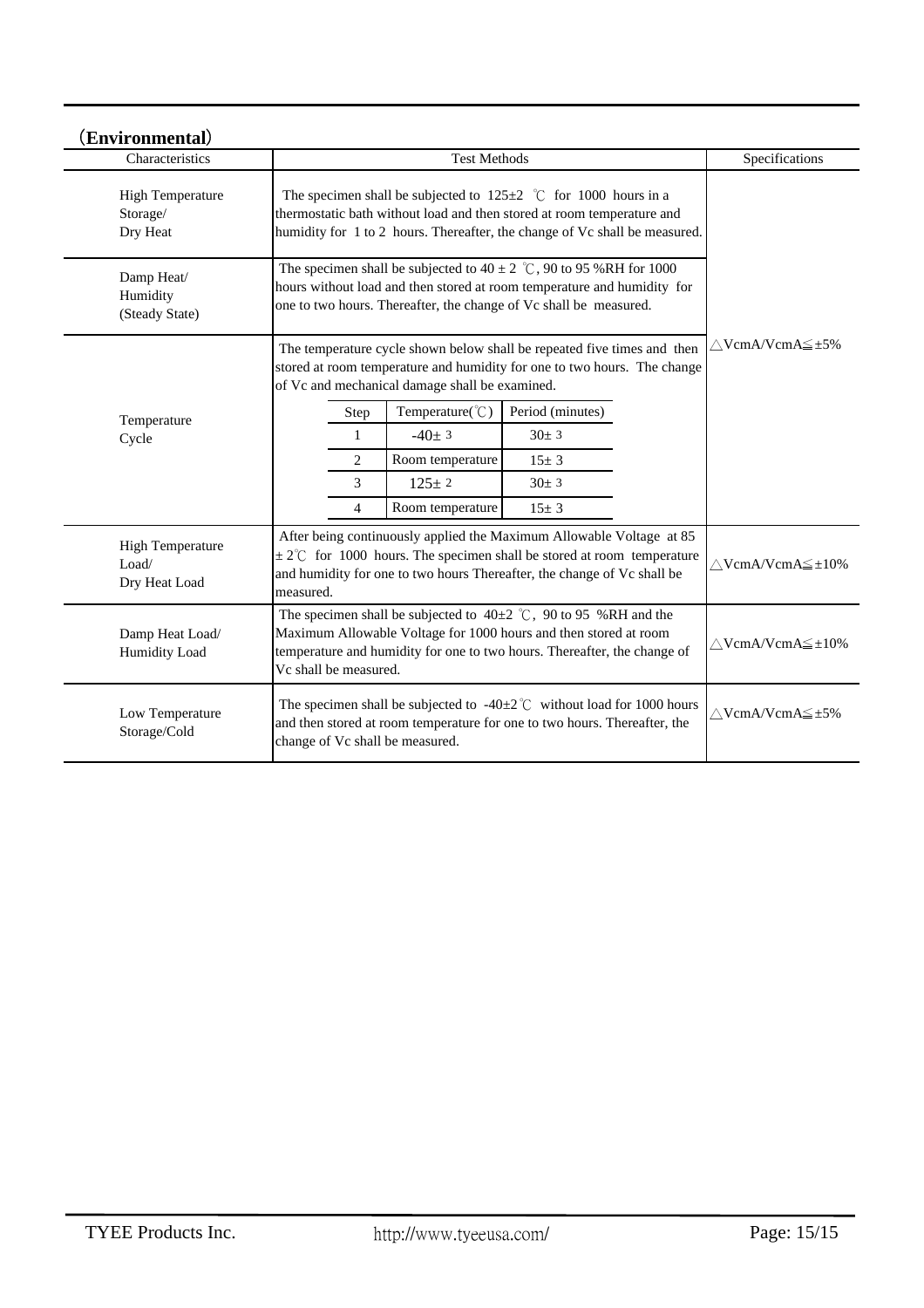（**Environmental**）

| Characteristics | Test Methods | Specifications |
|---|---|---|
| High Temperature Storage/ Dry Heat | The specimen shall be subjected to 125±2 ℃ for 1000 hours in a thermostatic bath without load and then stored at room temperature and humidity for 1 to 2 hours. Thereafter, the change of Vc shall be measured. | △VcmA/VcmA≦±5% |
| Damp Heat/ Humidity (Steady State) | The specimen shall be subjected to 40 ± 2 ℃, 90 to 95 %RH for 1000 hours without load and then stored at room temperature and humidity for one to two hours. Thereafter, the change of Vc shall be measured. | △VcmA/VcmA≦±5% |
| Temperature Cycle | The temperature cycle shown below shall be repeated five times and then stored at room temperature and humidity for one to two hours. The change of Vc and mechanical damage shall be examined.<br>Step 1: Temperature(℃) -40± 3, Period (minutes) 30± 3<br>Step 2: Temperature(℃) Room temperature, Period (minutes) 15± 3<br>Step 3: Temperature(℃) 125± 2, Period (minutes) 30± 3<br>Step 4: Temperature(℃) Room temperature, Period (minutes) 15± 3 | △VcmA/VcmA≦±5% |
| High Temperature Load/ Dry Heat Load | After being continuously applied the Maximum Allowable Voltage at 85 ± 2℃ for 1000 hours. The specimen shall be stored at room temperature and humidity for one to two hours Thereafter, the change of Vc shall be measured. | △VcmA/VcmA≦±10% |
| Damp Heat Load/ Humidity Load | The specimen shall be subjected to 40±2 ℃, 90 to 95 %RH and the Maximum Allowable Voltage for 1000 hours and then stored at room temperature and humidity for one to two hours. Thereafter, the change of Vc shall be measured. | △VcmA/VcmA≦±10% |
| Low Temperature Storage/Cold | The specimen shall be subjected to -40±2℃ without load for 1000 hours and then stored at room temperature for one to two hours. Thereafter, the change of Vc shall be measured. | △VcmA/VcmA≦±5% |

TYEE Products Inc. http://www.tyeeusa.com/